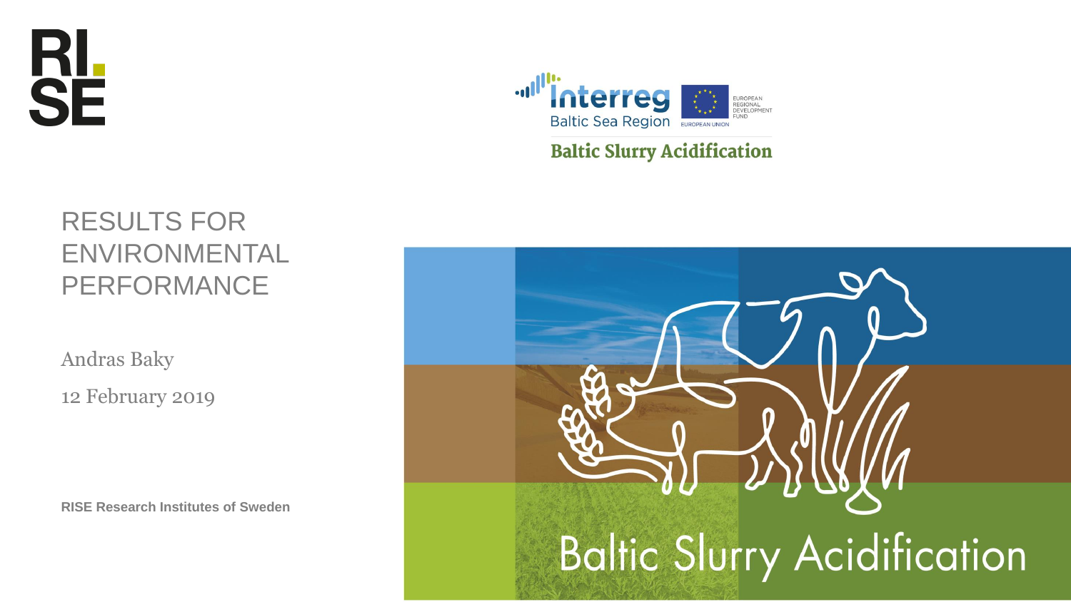RI.
SE

Interreg
Baltic Sea Region

EUROPEAN UNION

EUROPEAN REGIONAL DEVELOPMENT FUND

Baltic Slurry Acidification

# RESULTS FOR ENVIRONMENTAL PERFORMANCE

Andras Baky

12 February 2019

**RISE Research Institutes of Sweden**

Baltic Slurry Acidification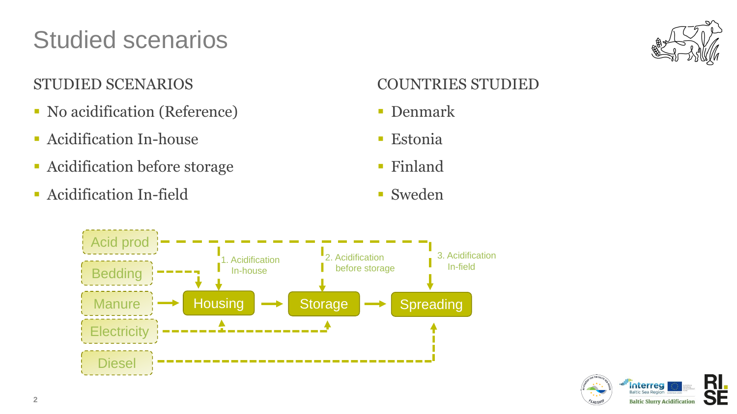# Studied scenarios

## STUDIED SCENARIOS

- No acidification (Reference)
- Acidification In-house
- Acidification before storage
- Acidification In-field

## COUNTRIES STUDIED

- Denmark
- Estonia
- Finland
- Sweden

Acid prod
Bedding
Manure
Electricity
Diesel

1. Acidification In-house
2. Acidification before storage
3. Acidification In-field

Housing → Storage → Spreading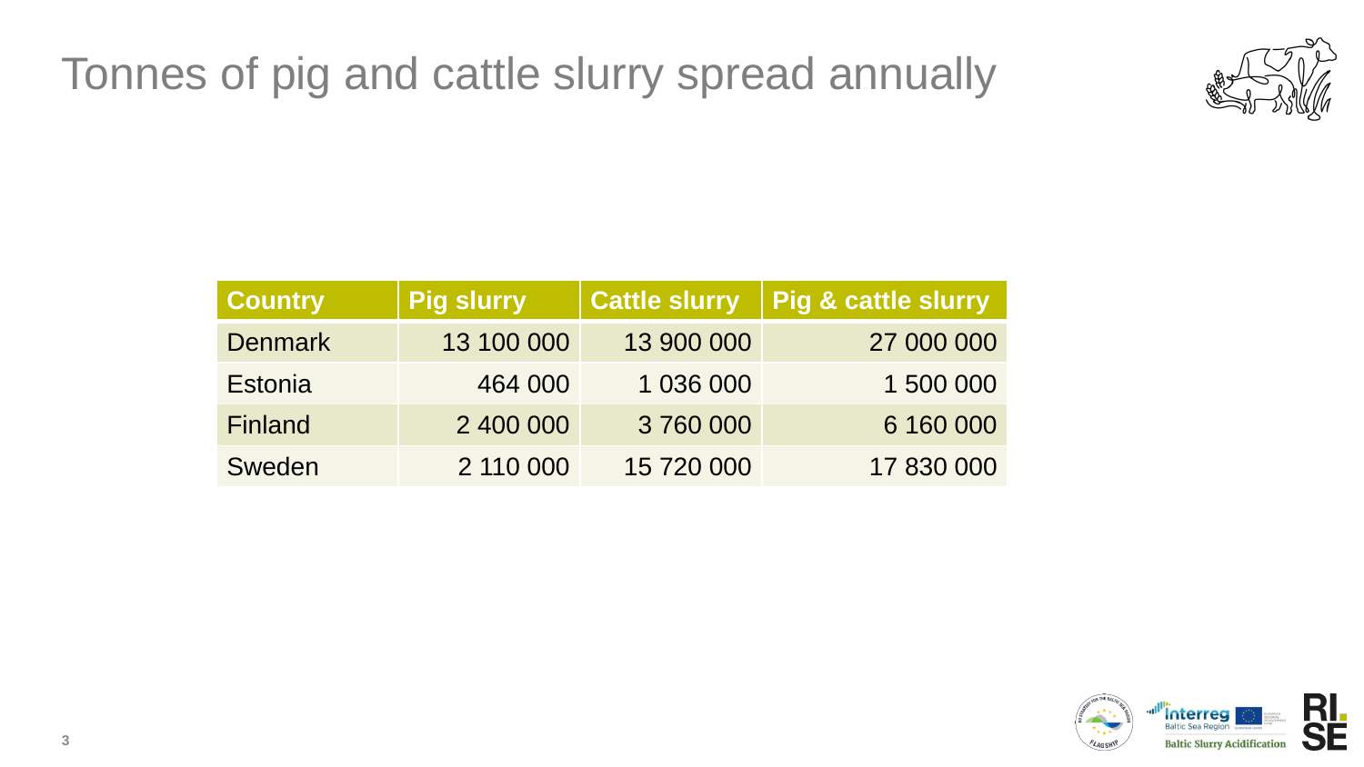# Tonnes of pig and cattle slurry spread annually

| Country | Pig slurry | Cattle slurry | Pig & cattle slurry |
| --- | ---: | ---: | ---: |
| Denmark | 13 100 000 | 13 900 000 | 27 000 000 |
| Estonia | 464 000 | 1 036 000 | 1 500 000 |
| Finland | 2 400 000 | 3 760 000 | 6 160 000 |
| Sweden | 2 110 000 | 15 720 000 | 17 830 000 |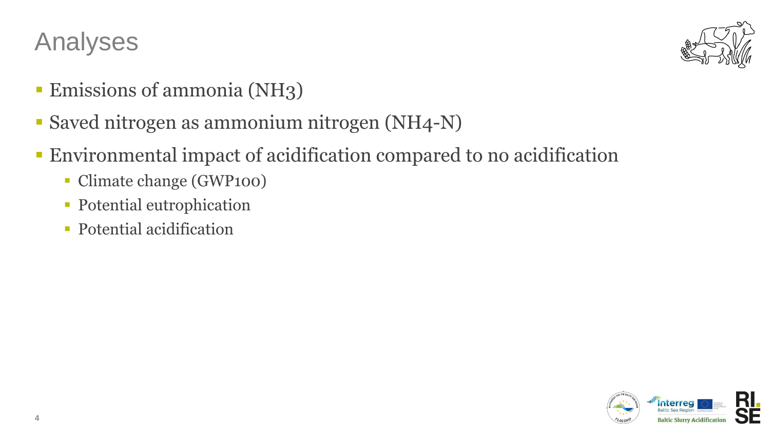# Analyses

- Emissions of ammonia ($NH_3$)
- Saved nitrogen as ammonium nitrogen ($NH_4$-N)
- Environmental impact of acidification compared to no acidification
  - Climate change ($GWP_{100}$)
  - Potential eutrophication
  - Potential acidification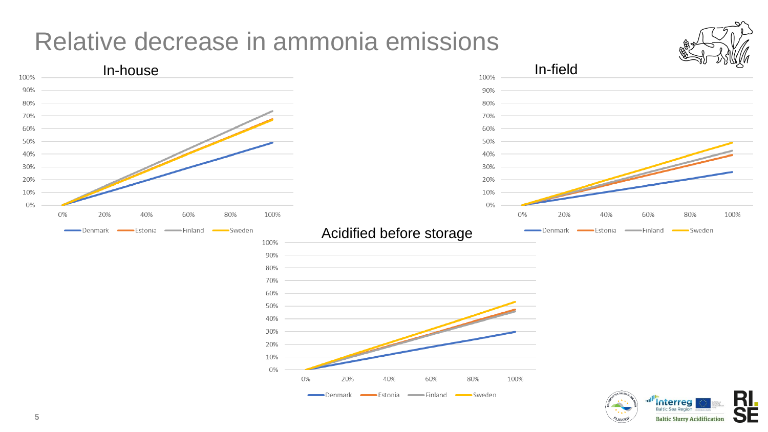# Relative decrease in ammonia emissions

## In-house

Y-axis: 0%, 10%, 20%, 30%, 40%, 50%, 60%, 70%, 80%, 90%, 100%

X-axis: 0%, 20%, 40%, 60%, 80%, 100%

Legend: Denmark, Estonia, Finland, Sweden

## In-field

Y-axis: 0%, 10%, 20%, 30%, 40%, 50%, 60%, 70%, 80%, 90%, 100%

X-axis: 0%, 20%, 40%, 60%, 80%, 100%

Legend: Denmark, Estonia, Finland, Sweden

## Acidified before storage

Y-axis: 0%, 10%, 20%, 30%, 40%, 50%, 60%, 70%, 80%, 90%, 100%

X-axis: 0%, 20%, 40%, 60%, 80%, 100%

Legend: Denmark, Estonia, Finland, Sweden

Interreg Baltic Sea Region

Baltic Slurry Acidification

RISE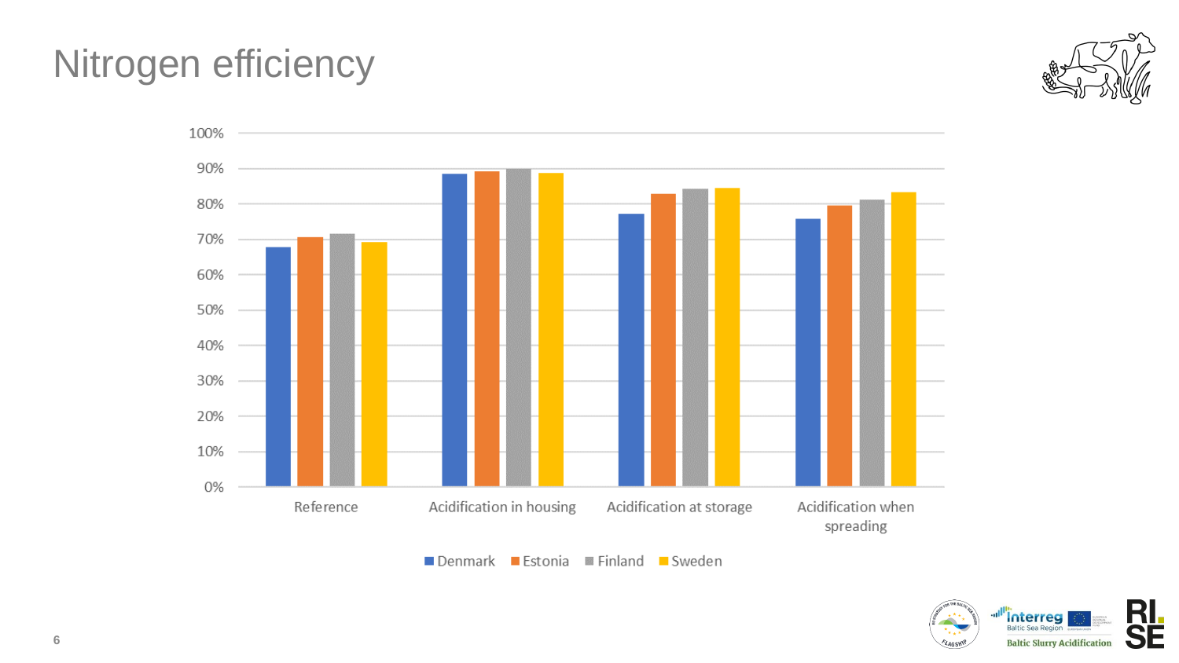# Nitrogen efficiency

| | Denmark | Estonia | Finland | Sweden |
|---|---|---|---|---|
| Reference | 68% | 71% | 72% | 69% |
| Acidification in housing | 89% | 89% | 90% | 89% |
| Acidification at storage | 77% | 83% | 84% | 85% |
| Acidification when spreading | 76% | 80% | 81% | 83% |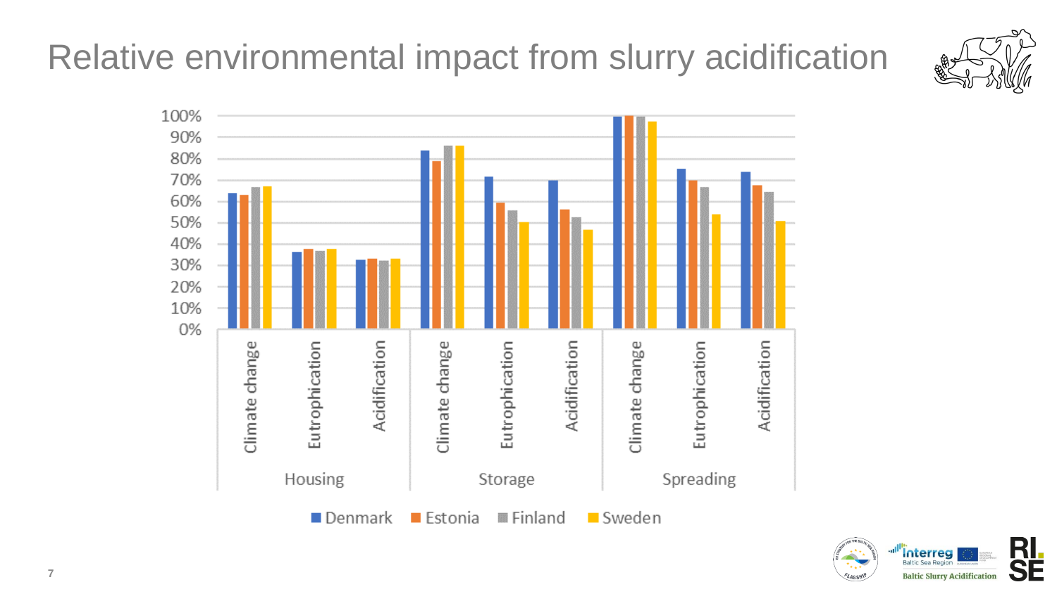# Relative environmental impact from slurry acidification

| | | Denmark | Estonia | Finland | Sweden |
|---|---|---|---|---|---|
| Housing | Climate change | 64% | 63% | 67% | 67% |
| | Eutrophication | 36% | 38% | 37% | 38% |
| | Acidification | 33% | 33% | 32% | 33% |
| Storage | Climate change | 84% | 79% | 86% | 86% |
| | Eutrophication | 72% | 59% | 56% | 50% |
| | Acidification | 70% | 56% | 53% | 47% |
| Spreading | Climate change | 100% | 100% | 100% | 97% |
| | Eutrophication | 75% | 70% | 67% | 54% |
| | Acidification | 74% | 68% | 64% | 51% |

Baltic Slurry Acidification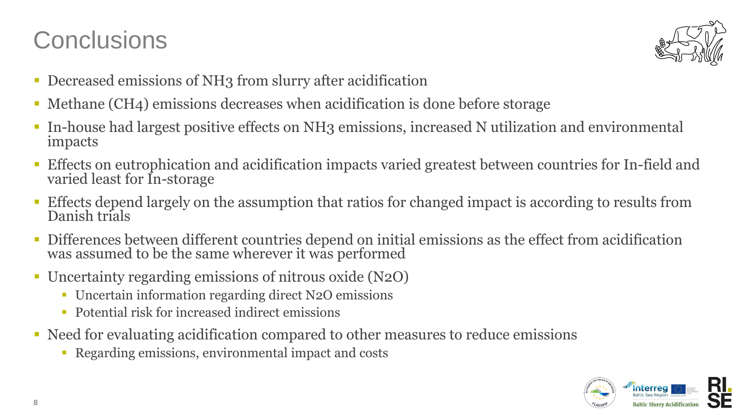# Conclusions

- Decreased emissions of $NH_3$ from slurry after acidification
- Methane ($CH_4$) emissions decreases when acidification is done before storage
- In-house had largest positive effects on $NH_3$ emissions, increased N utilization and environmental impacts
- Effects on eutrophication and acidification impacts varied greatest between countries for In-field and varied least for In-storage
- Effects depend largely on the assumption that ratios for changed impact is according to results from Danish trials
- Differences between different countries depend on initial emissions as the effect from acidification was assumed to be the same wherever it was performed
- Uncertainty regarding emissions of nitrous oxide ($N_2O$)
  - Uncertain information regarding direct $N_2O$ emissions
  - Potential risk for increased indirect emissions
- Need for evaluating acidification compared to other measures to reduce emissions
  - Regarding emissions, environmental impact and costs